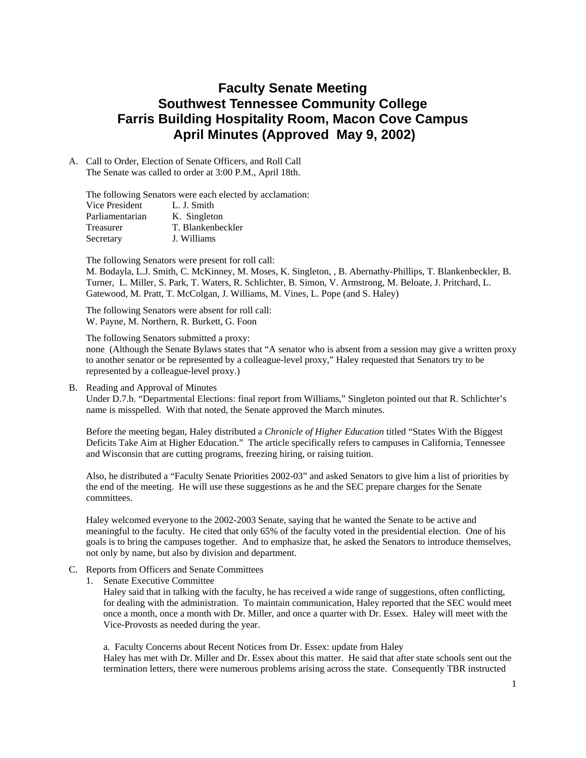# Faculty Senate Meeting
# Southwest Tennessee Community College
# Farris Building Hospitality Room, Macon Cove Campus
# April Minutes (Approved May 9, 2002)

A. Call to Order, Election of Senate Officers, and Roll Call
   The Senate was called to order at 3:00 P.M., April 18th.

   The following Senators were each elected by acclamation:

   | | |
   |---|---|
   | Vice President | L. J. Smith |
   | Parliamentarian | K. Singleton |
   | Treasurer | T. Blankenbeckler |
   | Secretary | J. Williams |

   The following Senators were present for roll call:
   M. Bodayla, L.J. Smith, C. McKinney, M. Moses, K. Singleton, , B. Abernathy-Phillips, T. Blankenbeckler, B. Turner, L. Miller, S. Park, T. Waters, R. Schlichter, B. Simon, V. Armstrong, M. Beloate, J. Pritchard, L. Gatewood, M. Pratt, T. McColgan, J. Williams, M. Vines, L. Pope (and S. Haley)

   The following Senators were absent for roll call:
   W. Payne, M. Northern, R. Burkett, G. Foon

   The following Senators submitted a proxy:
   none (Although the Senate Bylaws states that "A senator who is absent from a session may give a written proxy to another senator or be represented by a colleague-level proxy," Haley requested that Senators try to be represented by a colleague-level proxy.)

B. Reading and Approval of Minutes
   Under D.7.b. "Departmental Elections: final report from Williams," Singleton pointed out that R. Schlichter's name is misspelled. With that noted, the Senate approved the March minutes.

   Before the meeting began, Haley distributed a *Chronicle of Higher Education* titled "States With the Biggest Deficits Take Aim at Higher Education." The article specifically refers to campuses in California, Tennessee and Wisconsin that are cutting programs, freezing hiring, or raising tuition.

   Also, he distributed a "Faculty Senate Priorities 2002-03" and asked Senators to give him a list of priorities by the end of the meeting. He will use these suggestions as he and the SEC prepare charges for the Senate committees.

   Haley welcomed everyone to the 2002-2003 Senate, saying that he wanted the Senate to be active and meaningful to the faculty. He cited that only 65% of the faculty voted in the presidential election. One of his goals is to bring the campuses together. And to emphasize that, he asked the Senators to introduce themselves, not only by name, but also by division and department.

C. Reports from Officers and Senate Committees
   1. Senate Executive Committee
      Haley said that in talking with the faculty, he has received a wide range of suggestions, often conflicting, for dealing with the administration. To maintain communication, Haley reported that the SEC would meet once a month, once a month with Dr. Miller, and once a quarter with Dr. Essex. Haley will meet with the Vice-Provosts as needed during the year.

      a. Faculty Concerns about Recent Notices from Dr. Essex: update from Haley
      Haley has met with Dr. Miller and Dr. Essex about this matter. He said that after state schools sent out the termination letters, there were numerous problems arising across the state. Consequently TBR instructed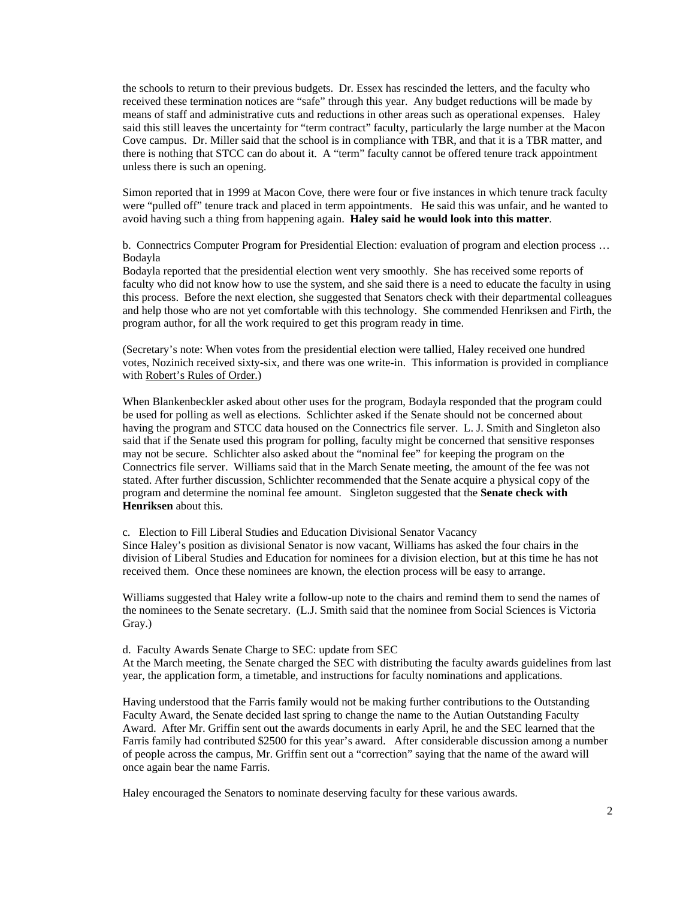the schools to return to their previous budgets. Dr. Essex has rescinded the letters, and the faculty who received these termination notices are "safe" through this year. Any budget reductions will be made by means of staff and administrative cuts and reductions in other areas such as operational expenses. Haley said this still leaves the uncertainty for "term contract" faculty, particularly the large number at the Macon Cove campus. Dr. Miller said that the school is in compliance with TBR, and that it is a TBR matter, and there is nothing that STCC can do about it. A "term" faculty cannot be offered tenure track appointment unless there is such an opening.

Simon reported that in 1999 at Macon Cove, there were four or five instances in which tenure track faculty were "pulled off" tenure track and placed in term appointments. He said this was unfair, and he wanted to avoid having such a thing from happening again. **Haley said he would look into this matter**.

b. Connectrics Computer Program for Presidential Election: evaluation of program and election process … Bodayla

Bodayla reported that the presidential election went very smoothly. She has received some reports of faculty who did not know how to use the system, and she said there is a need to educate the faculty in using this process. Before the next election, she suggested that Senators check with their departmental colleagues and help those who are not yet comfortable with this technology. She commended Henriksen and Firth, the program author, for all the work required to get this program ready in time.

(Secretary's note: When votes from the presidential election were tallied, Haley received one hundred votes, Nozinich received sixty-six, and there was one write-in. This information is provided in compliance with Robert's Rules of Order.)

When Blankenbeckler asked about other uses for the program, Bodayla responded that the program could be used for polling as well as elections. Schlichter asked if the Senate should not be concerned about having the program and STCC data housed on the Connectrics file server. L. J. Smith and Singleton also said that if the Senate used this program for polling, faculty might be concerned that sensitive responses may not be secure. Schlichter also asked about the "nominal fee" for keeping the program on the Connectrics file server. Williams said that in the March Senate meeting, the amount of the fee was not stated. After further discussion, Schlichter recommended that the Senate acquire a physical copy of the program and determine the nominal fee amount. Singleton suggested that the **Senate check with Henriksen** about this.

c. Election to Fill Liberal Studies and Education Divisional Senator Vacancy

Since Haley's position as divisional Senator is now vacant, Williams has asked the four chairs in the division of Liberal Studies and Education for nominees for a division election, but at this time he has not received them. Once these nominees are known, the election process will be easy to arrange.

Williams suggested that Haley write a follow-up note to the chairs and remind them to send the names of the nominees to the Senate secretary. (L.J. Smith said that the nominee from Social Sciences is Victoria Gray.)

d. Faculty Awards Senate Charge to SEC: update from SEC

At the March meeting, the Senate charged the SEC with distributing the faculty awards guidelines from last year, the application form, a timetable, and instructions for faculty nominations and applications.

Having understood that the Farris family would not be making further contributions to the Outstanding Faculty Award, the Senate decided last spring to change the name to the Autian Outstanding Faculty Award. After Mr. Griffin sent out the awards documents in early April, he and the SEC learned that the Farris family had contributed $2500 for this year's award. After considerable discussion among a number of people across the campus, Mr. Griffin sent out a "correction" saying that the name of the award will once again bear the name Farris.

Haley encouraged the Senators to nominate deserving faculty for these various awards.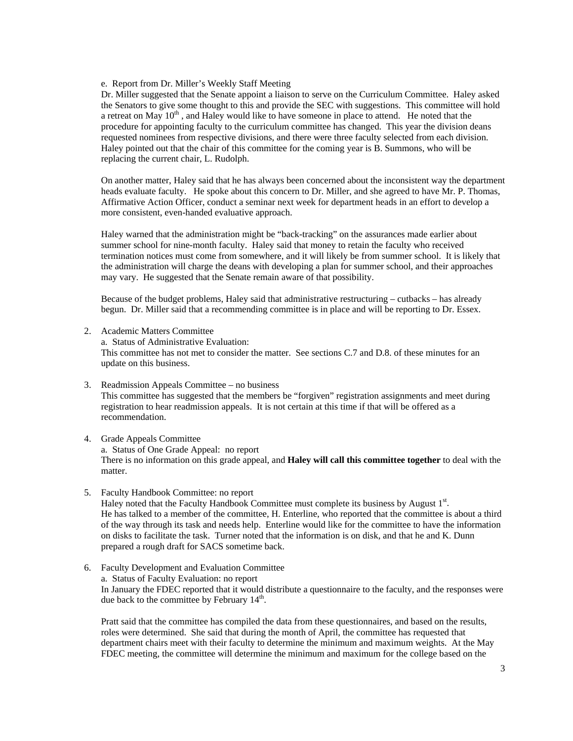e. Report from Dr. Miller's Weekly Staff Meeting

Dr. Miller suggested that the Senate appoint a liaison to serve on the Curriculum Committee. Haley asked the Senators to give some thought to this and provide the SEC with suggestions. This committee will hold a retreat on May 10th , and Haley would like to have someone in place to attend. He noted that the procedure for appointing faculty to the curriculum committee has changed. This year the division deans requested nominees from respective divisions, and there were three faculty selected from each division. Haley pointed out that the chair of this committee for the coming year is B. Summons, who will be replacing the current chair, L. Rudolph.

On another matter, Haley said that he has always been concerned about the inconsistent way the department heads evaluate faculty. He spoke about this concern to Dr. Miller, and she agreed to have Mr. P. Thomas, Affirmative Action Officer, conduct a seminar next week for department heads in an effort to develop a more consistent, even-handed evaluative approach.

Haley warned that the administration might be "back-tracking" on the assurances made earlier about summer school for nine-month faculty. Haley said that money to retain the faculty who received termination notices must come from somewhere, and it will likely be from summer school. It is likely that the administration will charge the deans with developing a plan for summer school, and their approaches may vary. He suggested that the Senate remain aware of that possibility.

Because of the budget problems, Haley said that administrative restructuring – cutbacks – has already begun. Dr. Miller said that a recommending committee is in place and will be reporting to Dr. Essex.

2. Academic Matters Committee
   a. Status of Administrative Evaluation:
   This committee has not met to consider the matter. See sections C.7 and D.8. of these minutes for an update on this business.

3. Readmission Appeals Committee – no business
   This committee has suggested that the members be "forgiven" registration assignments and meet during registration to hear readmission appeals. It is not certain at this time if that will be offered as a recommendation.

4. Grade Appeals Committee
   a. Status of One Grade Appeal: no report
   There is no information on this grade appeal, and **Haley will call this committee together** to deal with the matter.

5. Faculty Handbook Committee: no report
   Haley noted that the Faculty Handbook Committee must complete its business by August 1st.
   He has talked to a member of the committee, H. Enterline, who reported that the committee is about a third of the way through its task and needs help. Enterline would like for the committee to have the information on disks to facilitate the task. Turner noted that the information is on disk, and that he and K. Dunn prepared a rough draft for SACS sometime back.

6. Faculty Development and Evaluation Committee
   a. Status of Faculty Evaluation: no report
   In January the FDEC reported that it would distribute a questionnaire to the faculty, and the responses were due back to the committee by February 14th.

   Pratt said that the committee has compiled the data from these questionnaires, and based on the results, roles were determined. She said that during the month of April, the committee has requested that department chairs meet with their faculty to determine the minimum and maximum weights. At the May FDEC meeting, the committee will determine the minimum and maximum for the college based on the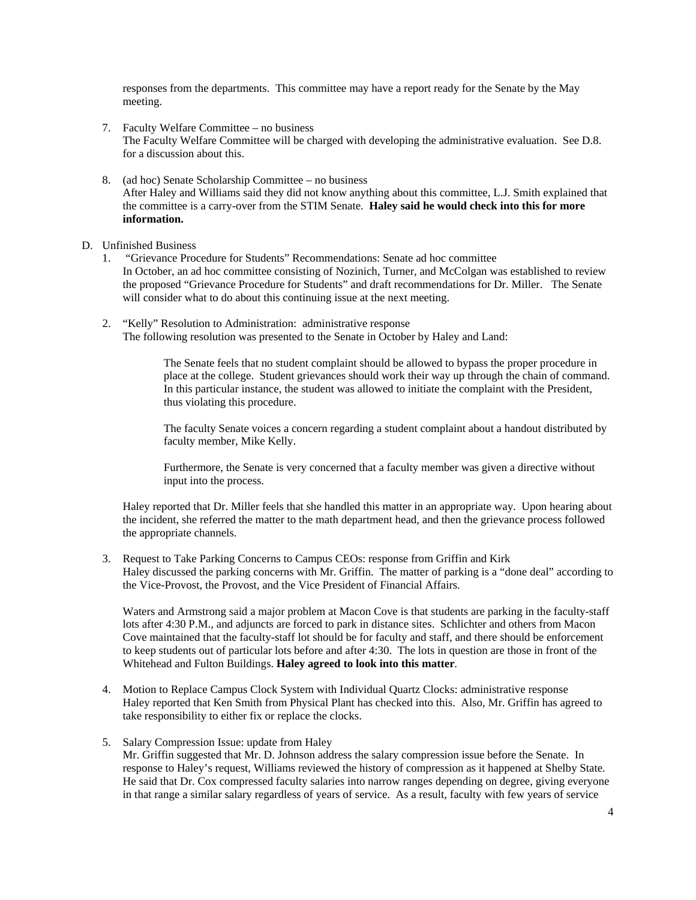responses from the departments. This committee may have a report ready for the Senate by the May meeting.

7. Faculty Welfare Committee – no business
   The Faculty Welfare Committee will be charged with developing the administrative evaluation. See D.8. for a discussion about this.

8. (ad hoc) Senate Scholarship Committee – no business
   After Haley and Williams said they did not know anything about this committee, L.J. Smith explained that the committee is a carry-over from the STIM Senate. **Haley said he would check into this for more information.**

D. Unfinished Business

1. "Grievance Procedure for Students" Recommendations: Senate ad hoc committee
   In October, an ad hoc committee consisting of Nozinich, Turner, and McColgan was established to review the proposed "Grievance Procedure for Students" and draft recommendations for Dr. Miller. The Senate will consider what to do about this continuing issue at the next meeting.

2. "Kelly" Resolution to Administration: administrative response
   The following resolution was presented to the Senate in October by Haley and Land:

   > The Senate feels that no student complaint should be allowed to bypass the proper procedure in place at the college. Student grievances should work their way up through the chain of command. In this particular instance, the student was allowed to initiate the complaint with the President, thus violating this procedure.
   >
   > The faculty Senate voices a concern regarding a student complaint about a handout distributed by faculty member, Mike Kelly.
   >
   > Furthermore, the Senate is very concerned that a faculty member was given a directive without input into the process.

   Haley reported that Dr. Miller feels that she handled this matter in an appropriate way. Upon hearing about the incident, she referred the matter to the math department head, and then the grievance process followed the appropriate channels.

3. Request to Take Parking Concerns to Campus CEOs: response from Griffin and Kirk
   Haley discussed the parking concerns with Mr. Griffin. The matter of parking is a "done deal" according to the Vice-Provost, the Provost, and the Vice President of Financial Affairs.

   Waters and Armstrong said a major problem at Macon Cove is that students are parking in the faculty-staff lots after 4:30 P.M., and adjuncts are forced to park in distance sites. Schlichter and others from Macon Cove maintained that the faculty-staff lot should be for faculty and staff, and there should be enforcement to keep students out of particular lots before and after 4:30. The lots in question are those in front of the Whitehead and Fulton Buildings. **Haley agreed to look into this matter**.

4. Motion to Replace Campus Clock System with Individual Quartz Clocks: administrative response
   Haley reported that Ken Smith from Physical Plant has checked into this. Also, Mr. Griffin has agreed to take responsibility to either fix or replace the clocks.

5. Salary Compression Issue: update from Haley
   Mr. Griffin suggested that Mr. D. Johnson address the salary compression issue before the Senate. In response to Haley's request, Williams reviewed the history of compression as it happened at Shelby State. He said that Dr. Cox compressed faculty salaries into narrow ranges depending on degree, giving everyone in that range a similar salary regardless of years of service. As a result, faculty with few years of service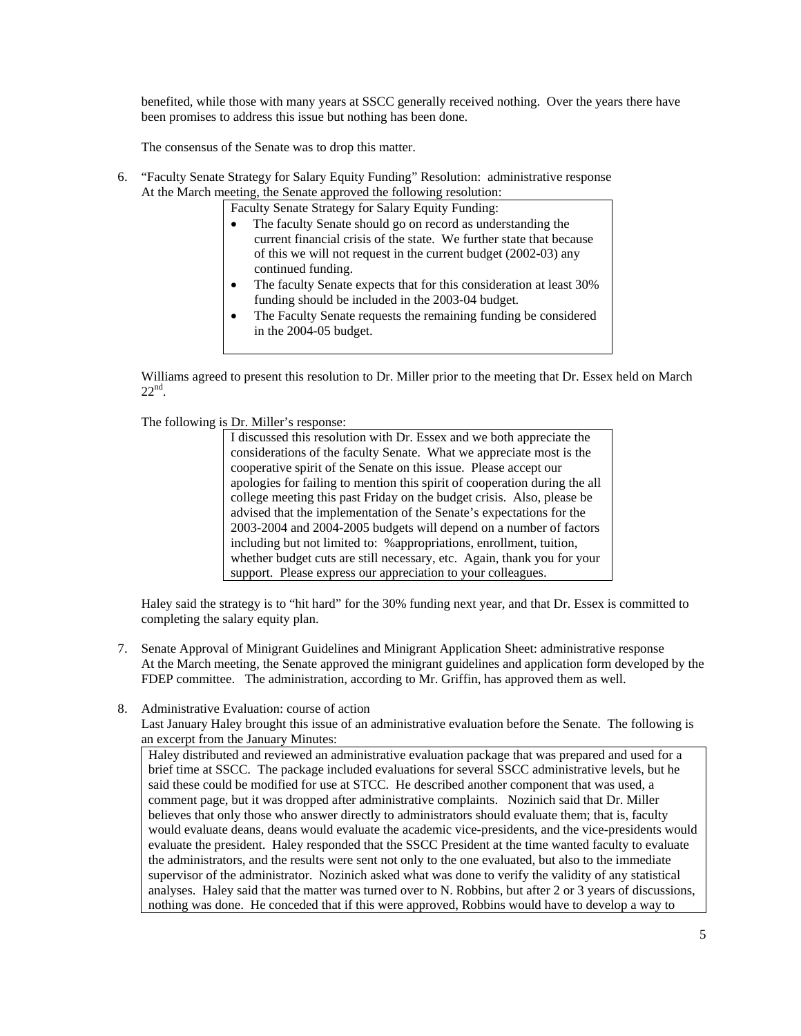benefited, while those with many years at SSCC generally received nothing. Over the years there have been promises to address this issue but nothing has been done.

The consensus of the Senate was to drop this matter.

6. "Faculty Senate Strategy for Salary Equity Funding" Resolution: administrative response
   At the March meeting, the Senate approved the following resolution:

   > Faculty Senate Strategy for Salary Equity Funding:
   > - The faculty Senate should go on record as understanding the current financial crisis of the state. We further state that because of this we will not request in the current budget (2002-03) any continued funding.
   > - The faculty Senate expects that for this consideration at least 30% funding should be included in the 2003-04 budget.
   > - The Faculty Senate requests the remaining funding be considered in the 2004-05 budget.

   Williams agreed to present this resolution to Dr. Miller prior to the meeting that Dr. Essex held on March 22nd.

   The following is Dr. Miller's response:

   > I discussed this resolution with Dr. Essex and we both appreciate the considerations of the faculty Senate. What we appreciate most is the cooperative spirit of the Senate on this issue. Please accept our apologies for failing to mention this spirit of cooperation during the all college meeting this past Friday on the budget crisis. Also, please be advised that the implementation of the Senate's expectations for the 2003-2004 and 2004-2005 budgets will depend on a number of factors including but not limited to: %appropriations, enrollment, tuition, whether budget cuts are still necessary, etc. Again, thank you for your support. Please express our appreciation to your colleagues.

   Haley said the strategy is to "hit hard" for the 30% funding next year, and that Dr. Essex is committed to completing the salary equity plan.

7. Senate Approval of Minigrant Guidelines and Minigrant Application Sheet: administrative response
   At the March meeting, the Senate approved the minigrant guidelines and application form developed by the FDEP committee. The administration, according to Mr. Griffin, has approved them as well.

8. Administrative Evaluation: course of action
   Last January Haley brought this issue of an administrative evaluation before the Senate. The following is an excerpt from the January Minutes:

   > Haley distributed and reviewed an administrative evaluation package that was prepared and used for a brief time at SSCC. The package included evaluations for several SSCC administrative levels, but he said these could be modified for use at STCC. He described another component that was used, a comment page, but it was dropped after administrative complaints. Nozinich said that Dr. Miller believes that only those who answer directly to administrators should evaluate them; that is, faculty would evaluate deans, deans would evaluate the academic vice-presidents, and the vice-presidents would evaluate the president. Haley responded that the SSCC President at the time wanted faculty to evaluate the administrators, and the results were sent not only to the one evaluated, but also to the immediate supervisor of the administrator. Nozinich asked what was done to verify the validity of any statistical analyses. Haley said that the matter was turned over to N. Robbins, but after 2 or 3 years of discussions, nothing was done. He conceded that if this were approved, Robbins would have to develop a way to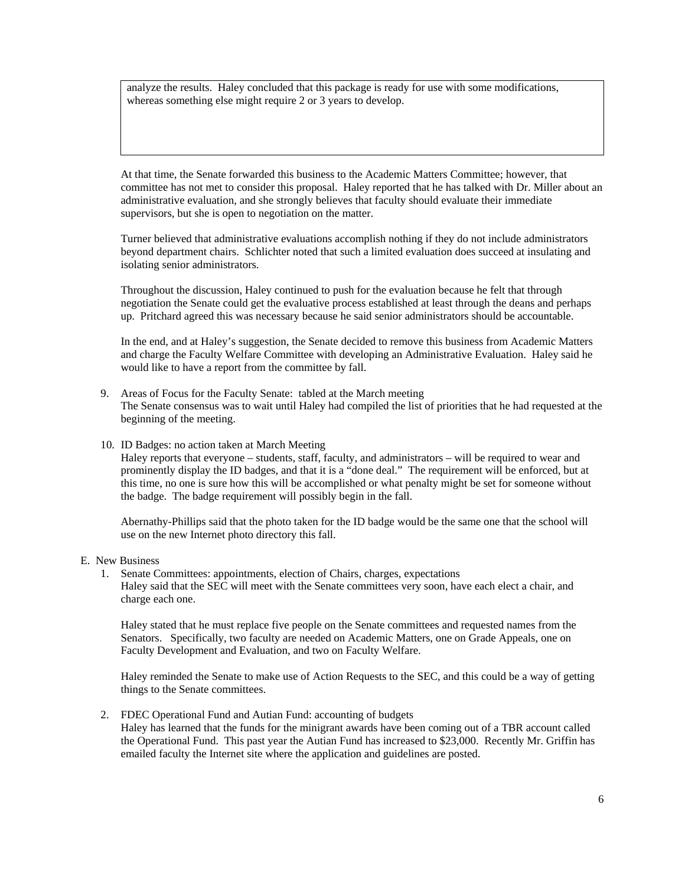analyze the results. Haley concluded that this package is ready for use with some modifications, whereas something else might require 2 or 3 years to develop.

At that time, the Senate forwarded this business to the Academic Matters Committee; however, that committee has not met to consider this proposal. Haley reported that he has talked with Dr. Miller about an administrative evaluation, and she strongly believes that faculty should evaluate their immediate supervisors, but she is open to negotiation on the matter.

Turner believed that administrative evaluations accomplish nothing if they do not include administrators beyond department chairs. Schlichter noted that such a limited evaluation does succeed at insulating and isolating senior administrators.

Throughout the discussion, Haley continued to push for the evaluation because he felt that through negotiation the Senate could get the evaluative process established at least through the deans and perhaps up. Pritchard agreed this was necessary because he said senior administrators should be accountable.

In the end, and at Haley's suggestion, the Senate decided to remove this business from Academic Matters and charge the Faculty Welfare Committee with developing an Administrative Evaluation. Haley said he would like to have a report from the committee by fall.

9. Areas of Focus for the Faculty Senate: tabled at the March meeting
   The Senate consensus was to wait until Haley had compiled the list of priorities that he had requested at the beginning of the meeting.

10. ID Badges: no action taken at March Meeting
    Haley reports that everyone – students, staff, faculty, and administrators – will be required to wear and prominently display the ID badges, and that it is a "done deal." The requirement will be enforced, but at this time, no one is sure how this will be accomplished or what penalty might be set for someone without the badge. The badge requirement will possibly begin in the fall.

    Abernathy-Phillips said that the photo taken for the ID badge would be the same one that the school will use on the new Internet photo directory this fall.

E. New Business

1. Senate Committees: appointments, election of Chairs, charges, expectations
   Haley said that the SEC will meet with the Senate committees very soon, have each elect a chair, and charge each one.

   Haley stated that he must replace five people on the Senate committees and requested names from the Senators. Specifically, two faculty are needed on Academic Matters, one on Grade Appeals, one on Faculty Development and Evaluation, and two on Faculty Welfare.

   Haley reminded the Senate to make use of Action Requests to the SEC, and this could be a way of getting things to the Senate committees.

2. FDEC Operational Fund and Autian Fund: accounting of budgets
   Haley has learned that the funds for the minigrant awards have been coming out of a TBR account called the Operational Fund. This past year the Autian Fund has increased to $23,000. Recently Mr. Griffin has emailed faculty the Internet site where the application and guidelines are posted.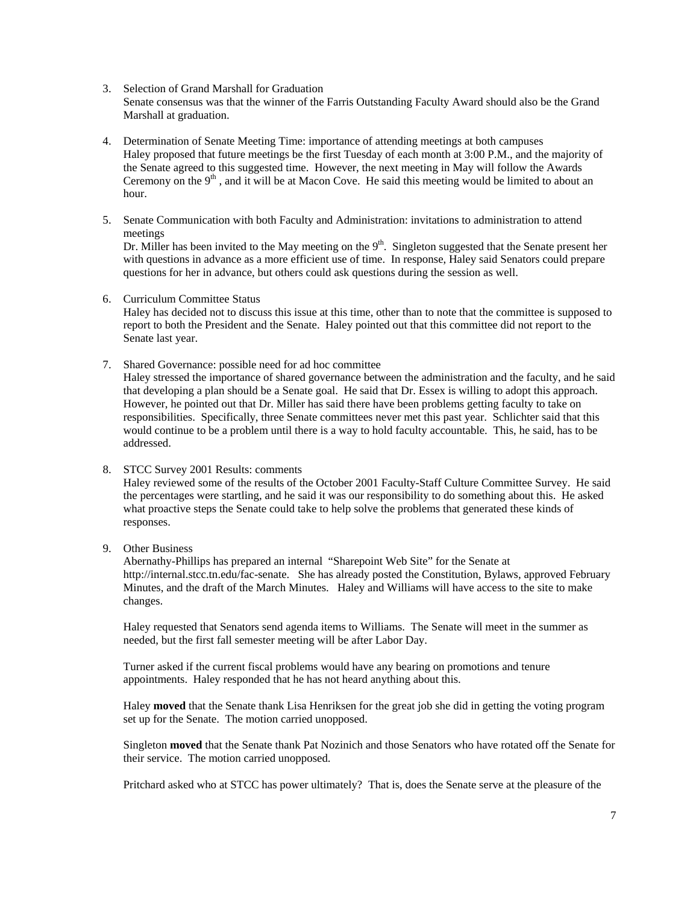3. Selection of Grand Marshall for Graduation
   Senate consensus was that the winner of the Farris Outstanding Faculty Award should also be the Grand Marshall at graduation.

4. Determination of Senate Meeting Time: importance of attending meetings at both campuses
   Haley proposed that future meetings be the first Tuesday of each month at 3:00 P.M., and the majority of the Senate agreed to this suggested time. However, the next meeting in May will follow the Awards Ceremony on the 9th , and it will be at Macon Cove. He said this meeting would be limited to about an hour.

5. Senate Communication with both Faculty and Administration: invitations to administration to attend meetings
   Dr. Miller has been invited to the May meeting on the 9th. Singleton suggested that the Senate present her with questions in advance as a more efficient use of time. In response, Haley said Senators could prepare questions for her in advance, but others could ask questions during the session as well.

6. Curriculum Committee Status
   Haley has decided not to discuss this issue at this time, other than to note that the committee is supposed to report to both the President and the Senate. Haley pointed out that this committee did not report to the Senate last year.

7. Shared Governance: possible need for ad hoc committee
   Haley stressed the importance of shared governance between the administration and the faculty, and he said that developing a plan should be a Senate goal. He said that Dr. Essex is willing to adopt this approach. However, he pointed out that Dr. Miller has said there have been problems getting faculty to take on responsibilities. Specifically, three Senate committees never met this past year. Schlichter said that this would continue to be a problem until there is a way to hold faculty accountable. This, he said, has to be addressed.

8. STCC Survey 2001 Results: comments
   Haley reviewed some of the results of the October 2001 Faculty-Staff Culture Committee Survey. He said the percentages were startling, and he said it was our responsibility to do something about this. He asked what proactive steps the Senate could take to help solve the problems that generated these kinds of responses.

9. Other Business
   Abernathy-Phillips has prepared an internal "Sharepoint Web Site" for the Senate at http://internal.stcc.tn.edu/fac-senate. She has already posted the Constitution, Bylaws, approved February Minutes, and the draft of the March Minutes. Haley and Williams will have access to the site to make changes.

   Haley requested that Senators send agenda items to Williams. The Senate will meet in the summer as needed, but the first fall semester meeting will be after Labor Day.

   Turner asked if the current fiscal problems would have any bearing on promotions and tenure appointments. Haley responded that he has not heard anything about this.

   Haley **moved** that the Senate thank Lisa Henriksen for the great job she did in getting the voting program set up for the Senate. The motion carried unopposed.

   Singleton **moved** that the Senate thank Pat Nozinich and those Senators who have rotated off the Senate for their service. The motion carried unopposed.

   Pritchard asked who at STCC has power ultimately? That is, does the Senate serve at the pleasure of the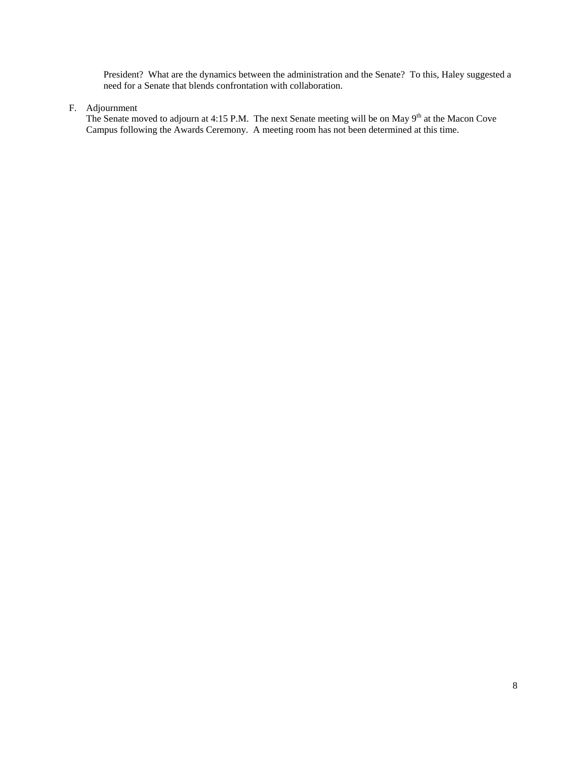President? What are the dynamics between the administration and the Senate? To this, Haley suggested a need for a Senate that blends confrontation with collaboration.

F. Adjournment

The Senate moved to adjourn at 4:15 P.M. The next Senate meeting will be on May 9th at the Macon Cove Campus following the Awards Ceremony. A meeting room has not been determined at this time.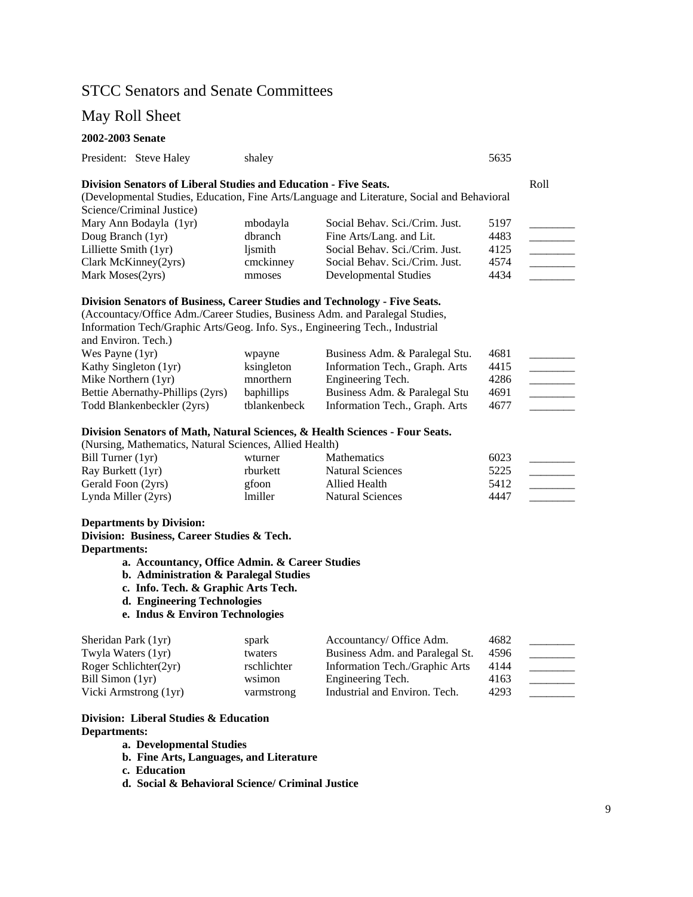# STCC Senators and Senate Committees

## May Roll Sheet

**2002-2003 Senate**

President: Steve Haley shaley 5635

**Division Senators of Liberal Studies and Education - Five Seats.**

(Developmental Studies, Education, Fine Arts/Language and Literature, Social and Behavioral Science/Criminal Justice)

| Name | Username | Department | Ext. | Roll |
|---|---|---|---|---|
| Mary Ann Bodayla (1yr) | mbodayla | Social Behav. Sci./Crim. Just. | 5197 | ________ |
| Doug Branch (1yr) | dbranch | Fine Arts/Lang. and Lit. | 4483 | ________ |
| Lilliette Smith (1yr) | ljsmith | Social Behav. Sci./Crim. Just. | 4125 | ________ |
| Clark McKinney(2yrs) | cmckinney | Social Behav. Sci./Crim. Just. | 4574 | ________ |
| Mark Moses(2yrs) | mmoses | Developmental Studies | 4434 | ________ |

**Division Senators of Business, Career Studies and Technology - Five Seats.**

(Accountancy/Office Adm./Career Studies, Business Adm. and Paralegal Studies, Information Tech/Graphic Arts/Geog. Info. Sys., Engineering Tech., Industrial and Environ. Tech.)

| Name | Username | Department | Ext. | Roll |
|---|---|---|---|---|
| Wes Payne (1yr) | wpayne | Business Adm. & Paralegal Stu. | 4681 | ________ |
| Kathy Singleton (1yr) | ksingleton | Information Tech., Graph. Arts | 4415 | ________ |
| Mike Northern (1yr) | mnorthern | Engineering Tech. | 4286 | ________ |
| Bettie Abernathy-Phillips (2yrs) | baphillips | Business Adm. & Paralegal Stu | 4691 | ________ |
| Todd Blankenbeckler (2yrs) | tblankenbeck | Information Tech., Graph. Arts | 4677 | ________ |

**Division Senators of Math, Natural Sciences, & Health Sciences - Four Seats.**

(Nursing, Mathematics, Natural Sciences, Allied Health)

| Name | Username | Department | Ext. | Roll |
|---|---|---|---|---|
| Bill Turner (1yr) | wturner | Mathematics | 6023 | ________ |
| Ray Burkett (1yr) | rburkett | Natural Sciences | 5225 | ________ |
| Gerald Foon (2yrs) | gfoon | Allied Health | 5412 | ________ |
| Lynda Miller (2yrs) | lmiller | Natural Sciences | 4447 | ________ |

**Departments by Division:**

**Division: Business, Career Studies & Tech.**

**Departments:**

- **a. Accountancy, Office Admin. & Career Studies**
- **b. Administration & Paralegal Studies**
- **c. Info. Tech. & Graphic Arts Tech.**
- **d. Engineering Technologies**
- **e. Indus & Environ Technologies**

| Name | Username | Department | Ext. | Roll |
|---|---|---|---|---|
| Sheridan Park (1yr) | spark | Accountancy/ Office Adm. | 4682 | ________ |
| Twyla Waters (1yr) | twaters | Business Adm. and Paralegal St. | 4596 | ________ |
| Roger Schlichter(2yr) | rschlichter | Information Tech./Graphic Arts | 4144 | ________ |
| Bill Simon (1yr) | wsimon | Engineering Tech. | 4163 | ________ |
| Vicki Armstrong (1yr) | varmstrong | Industrial and Environ. Tech. | 4293 | ________ |

**Division: Liberal Studies & Education**

**Departments:**

- **a. Developmental Studies**
- **b. Fine Arts, Languages, and Literature**
- **c. Education**
- **d. Social & Behavioral Science/ Criminal Justice**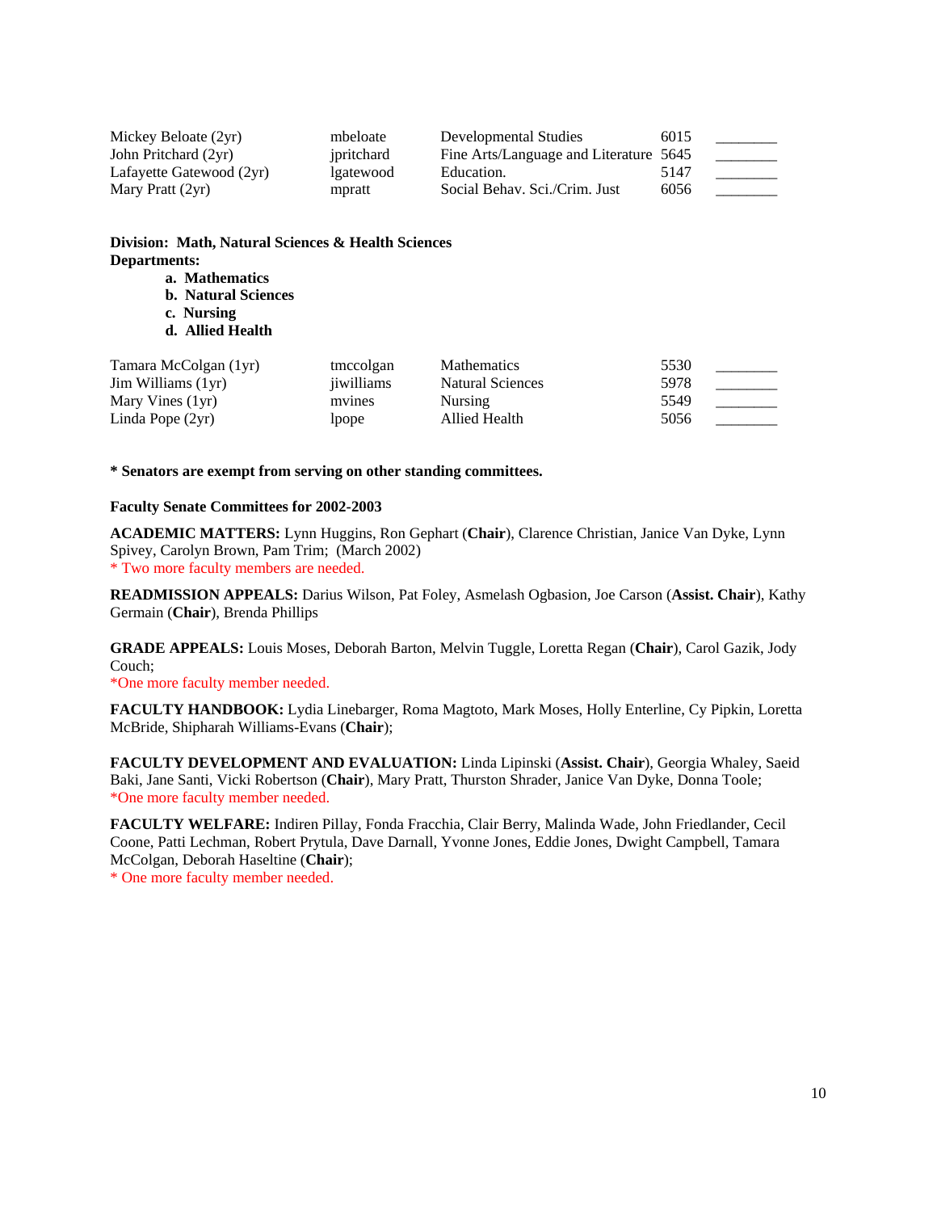| | | | | |
|---|---|---|---|---|
| Mickey Beloate (2yr) | mbeloate | Developmental Studies | 6015 | ________ |
| John Pritchard (2yr) | jpritchard | Fine Arts/Language and Literature | 5645 | ________ |
| Lafayette Gatewood (2yr) | lgatewood | Education. | 5147 | ________ |
| Mary Pratt (2yr) | mpratt | Social Behav. Sci./Crim. Just | 6056 | ________ |

**Division: Math, Natural Sciences & Health Sciences**
**Departments:**

a. **Mathematics**
b. **Natural Sciences**
c. **Nursing**
d. **Allied Health**

| | | | | |
|---|---|---|---|---|
| Tamara McColgan (1yr) | tmccolgan | Mathematics | 5530 | ________ |
| Jim Williams (1yr) | jiwilliams | Natural Sciences | 5978 | ________ |
| Mary Vines (1yr) | mvines | Nursing | 5549 | ________ |
| Linda Pope (2yr) | lpope | Allied Health | 5056 | ________ |

**\* Senators are exempt from serving on other standing committees.**

**Faculty Senate Committees for 2002-2003**

**ACADEMIC MATTERS:** Lynn Huggins, Ron Gephart (**Chair**), Clarence Christian, Janice Van Dyke, Lynn Spivey, Carolyn Brown, Pam Trim; (March 2002)
\* Two more faculty members are needed.

**READMISSION APPEALS:** Darius Wilson, Pat Foley, Asmelash Ogbasion, Joe Carson (**Assist. Chair**), Kathy Germain (**Chair**), Brenda Phillips

**GRADE APPEALS:** Louis Moses, Deborah Barton, Melvin Tuggle, Loretta Regan (**Chair**), Carol Gazik, Jody Couch;
\*One more faculty member needed.

**FACULTY HANDBOOK:** Lydia Linebarger, Roma Magtoto, Mark Moses, Holly Enterline, Cy Pipkin, Loretta McBride, Shipharah Williams-Evans (**Chair**);

**FACULTY DEVELOPMENT AND EVALUATION:** Linda Lipinski (**Assist. Chair**), Georgia Whaley, Saeid Baki, Jane Santi, Vicki Robertson (**Chair**), Mary Pratt, Thurston Shrader, Janice Van Dyke, Donna Toole;
\*One more faculty member needed.

**FACULTY WELFARE:** Indiren Pillay, Fonda Fracchia, Clair Berry, Malinda Wade, John Friedlander, Cecil Coone, Patti Lechman, Robert Prytula, Dave Darnall, Yvonne Jones, Eddie Jones, Dwight Campbell, Tamara McColgan, Deborah Haseltine (**Chair**);
\* One more faculty member needed.